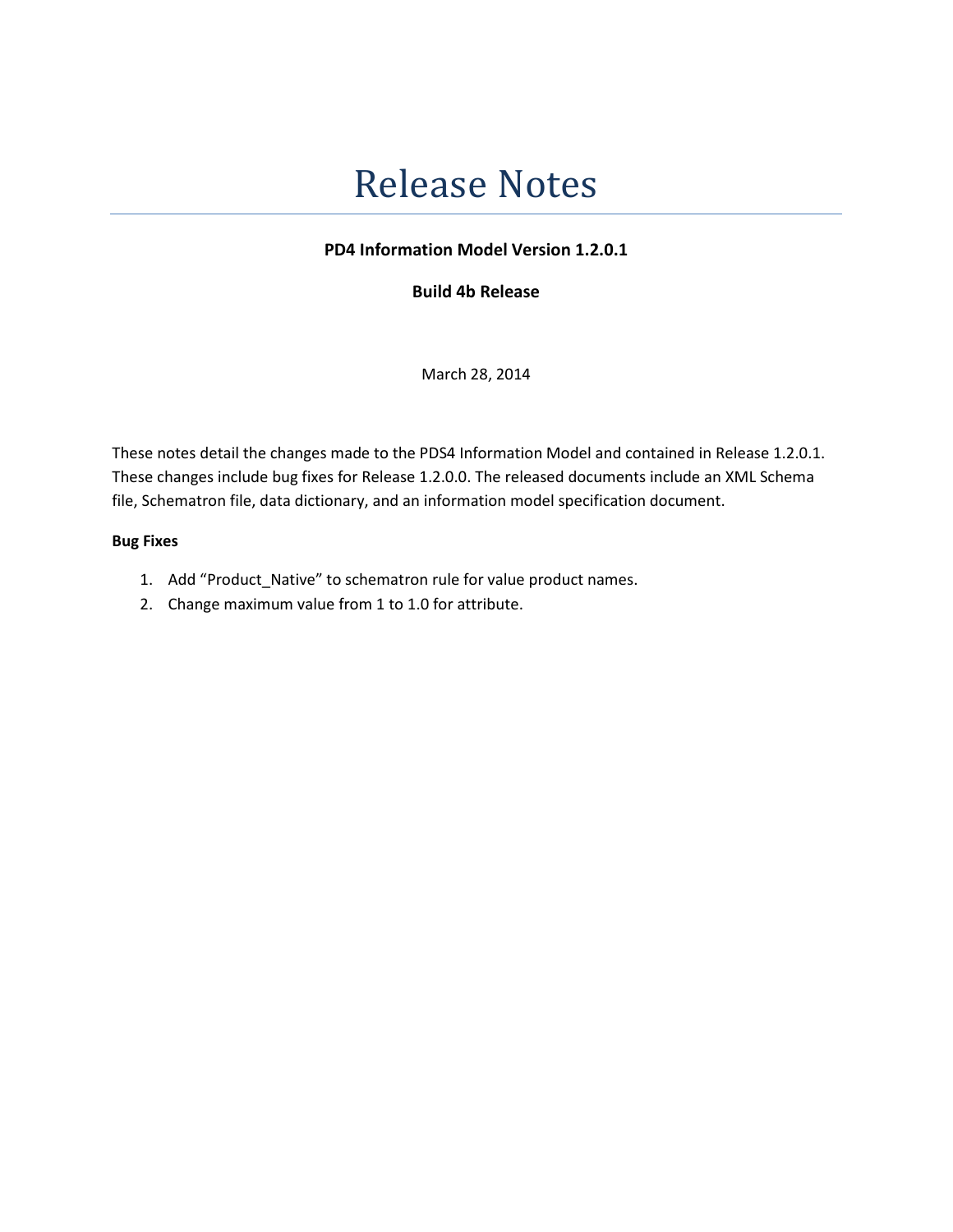# Release Notes

**PD4 Information Model Version 1.2.0.1**

**Build 4b Release**

March 28, 2014

These notes detail the changes made to the PDS4 Information Model and contained in Release 1.2.0.1. These changes include bug fixes for Release 1.2.0.0. The released documents include an XML Schema file, Schematron file, data dictionary, and an information model specification document.

**Bug Fixes**

1. Add “Product_Native” to schematron rule for value product names.
2. Change maximum value from 1 to 1.0 for attribute.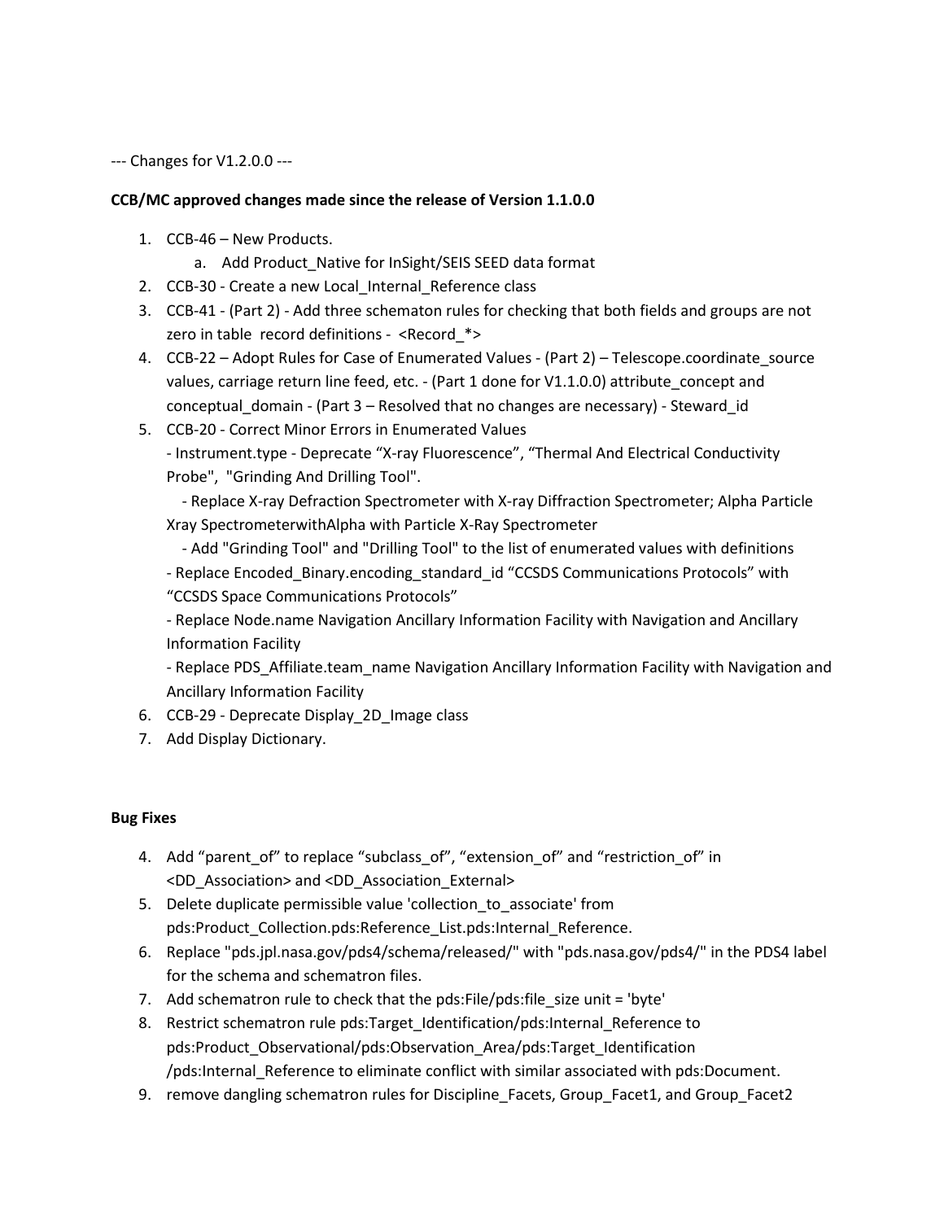--- Changes for V1.2.0.0 ---

**CCB/MC approved changes made since the release of Version 1.1.0.0**

1. CCB-46 – New Products.
    a. Add Product_Native for InSight/SEIS SEED data format
2. CCB-30 - Create a new Local_Internal_Reference class
3. CCB-41 - (Part 2) - Add three schematon rules for checking that both fields and groups are not zero in table record definitions - <Record_*>
4. CCB-22 – Adopt Rules for Case of Enumerated Values - (Part 2) – Telescope.coordinate_source values, carriage return line feed, etc. - (Part 1 done for V1.1.0.0) attribute_concept and conceptual_domain - (Part 3 – Resolved that no changes are necessary) - Steward_id
5. CCB-20 - Correct Minor Errors in Enumerated Values
   - Instrument.type - Deprecate “X-ray Fluorescence”, “Thermal And Electrical Conductivity Probe", "Grinding And Drilling Tool".
     - Replace X-ray Defraction Spectrometer with X-ray Diffraction Spectrometer; Alpha Particle Xray SpectrometerwithAlpha with Particle X-Ray Spectrometer
     - Add "Grinding Tool" and "Drilling Tool" to the list of enumerated values with definitions
   - Replace Encoded_Binary.encoding_standard_id “CCSDS Communications Protocols” with “CCSDS Space Communications Protocols”
   - Replace Node.name Navigation Ancillary Information Facility with Navigation and Ancillary Information Facility
   - Replace PDS_Affiliate.team_name Navigation Ancillary Information Facility with Navigation and Ancillary Information Facility
6. CCB-29 - Deprecate Display_2D_Image class
7. Add Display Dictionary.

**Bug Fixes**

4. Add “parent_of” to replace “subclass_of”, “extension_of” and “restriction_of” in <DD_Association> and <DD_Association_External>
5. Delete duplicate permissible value 'collection_to_associate' from pds:Product_Collection.pds:Reference_List.pds:Internal_Reference.
6. Replace "pds.jpl.nasa.gov/pds4/schema/released/" with "pds.nasa.gov/pds4/" in the PDS4 label for the schema and schematron files.
7. Add schematron rule to check that the pds:File/pds:file_size unit = 'byte'
8. Restrict schematron rule pds:Target_Identification/pds:Internal_Reference to pds:Product_Observational/pds:Observation_Area/pds:Target_Identification /pds:Internal_Reference to eliminate conflict with similar associated with pds:Document.
9. remove dangling schematron rules for Discipline_Facets, Group_Facet1, and Group_Facet2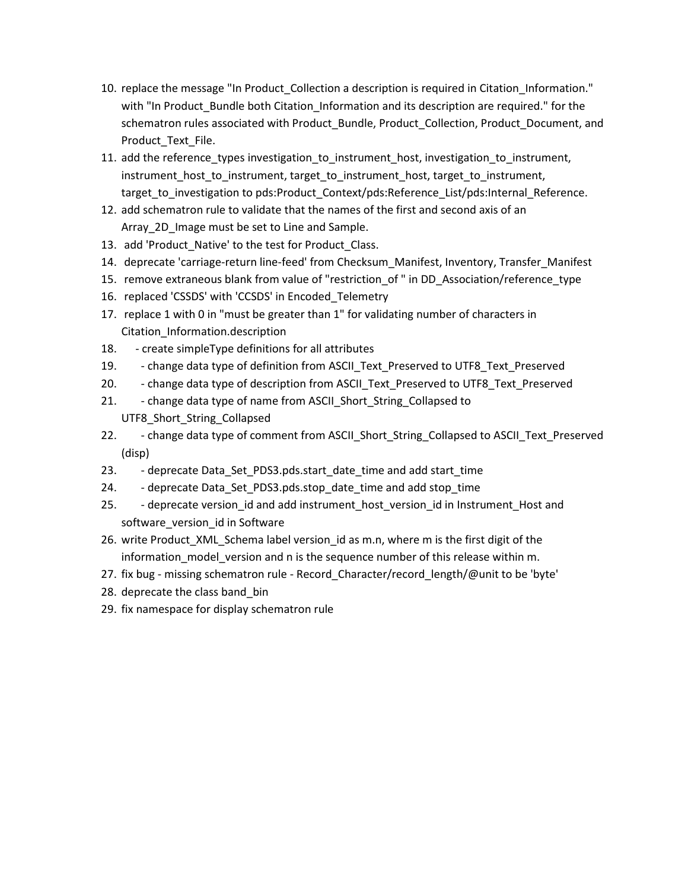10. replace the message "In Product_Collection a description is required in Citation_Information." with "In Product_Bundle both Citation_Information and its description are required." for the schematron rules associated with Product_Bundle, Product_Collection, Product_Document, and Product_Text_File.
11. add the reference_types investigation_to_instrument_host, investigation_to_instrument, instrument_host_to_instrument, target_to_instrument_host, target_to_instrument, target_to_investigation to pds:Product_Context/pds:Reference_List/pds:Internal_Reference.
12. add schematron rule to validate that the names of the first and second axis of an Array_2D_Image must be set to Line and Sample.
13. add 'Product_Native' to the test for Product_Class.
14. deprecate 'carriage-return line-feed' from Checksum_Manifest, Inventory, Transfer_Manifest
15. remove extraneous blank from value of "restriction_of " in DD_Association/reference_type
16. replaced 'CSSDS' with 'CCSDS' in Encoded_Telemetry
17. replace 1 with 0 in "must be greater than 1" for validating number of characters in Citation_Information.description
18. - create simpleType definitions for all attributes
19. - change data type of definition from ASCII_Text_Preserved to UTF8_Text_Preserved
20. - change data type of description from ASCII_Text_Preserved to UTF8_Text_Preserved
21. - change data type of name from ASCII_Short_String_Collapsed to UTF8_Short_String_Collapsed
22. - change data type of comment from ASCII_Short_String_Collapsed to ASCII_Text_Preserved (disp)
23. - deprecate Data_Set_PDS3.pds.start_date_time and add start_time
24. - deprecate Data_Set_PDS3.pds.stop_date_time and add stop_time
25. - deprecate version_id and add instrument_host_version_id in Instrument_Host and software_version_id in Software
26. write Product_XML_Schema label version_id as m.n, where m is the first digit of the information_model_version and n is the sequence number of this release within m.
27. fix bug - missing schematron rule - Record_Character/record_length/@unit to be 'byte'
28. deprecate the class band_bin
29. fix namespace for display schematron rule